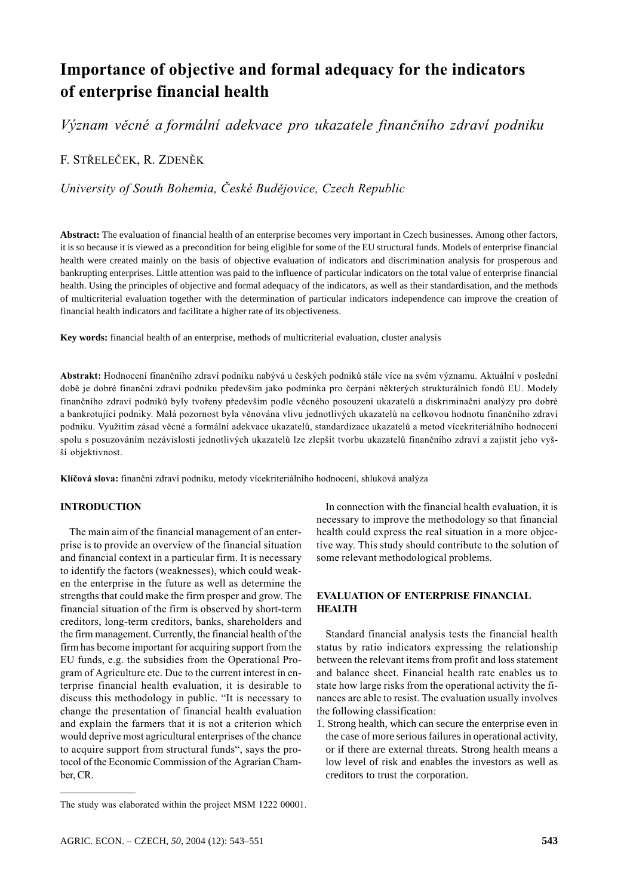# Importance of objective and formal adequacy for the indicators of enterprise financial health

*Význam věcné a formální adekvace pro ukazatele finančního zdraví podniku*

F. STŘELEČEK, R. ZDENĚK

*University of South Bohemia, České Budějovice, Czech Republic*

**Abstract:** The evaluation of financial health of an enterprise becomes very important in Czech businesses. Among other factors, it is so because it is viewed as a precondition for being eligible for some of the EU structural funds. Models of enterprise financial health were created mainly on the basis of objective evaluation of indicators and discrimination analysis for prosperous and bankrupting enterprises. Little attention was paid to the influence of particular indicators on the total value of enterprise financial health. Using the principles of objective and formal adequacy of the indicators, as well as their standardisation, and the methods of multicriterial evaluation together with the determination of particular indicators independence can improve the creation of financial health indicators and facilitate a higher rate of its objectiveness.

**Key words:** financial health of an enterprise, methods of multicriterial evaluation, cluster analysis

**Abstrakt:** Hodnocení finančního zdraví podniku nabývá u českých podniků stále více na svém významu. Aktuální v poslední době je dobré finanční zdraví podniku především jako podmínka pro čerpání některých strukturálních fondů EU. Modely finančního zdraví podniků byly tvořeny především podle věcného posouzení ukazatelů a diskriminační analýzy pro dobré a bankrotující podniky. Malá pozornost byla věnována vlivu jednotlivých ukazatelů na celkovou hodnotu finančního zdraví podniku. Využitím zásad věcné a formální adekvace ukazatelů, standardizace ukazatelů a metod vícekriteriálního hodnocení spolu s posuzováním nezávislosti jednotlivých ukazatelů lze zlepšit tvorbu ukazatelů finančního zdraví a zajistit jeho vyšší objektivnost.

**Klíčová slova:** finanční zdraví podniku, metody vícekriteriálního hodnocení, shluková analýza

## INTRODUCTION

The main aim of the financial management of an enterprise is to provide an overview of the financial situation and financial context in a particular firm. It is necessary to identify the factors (weaknesses), which could weaken the enterprise in the future as well as determine the strengths that could make the firm prosper and grow. The financial situation of the firm is observed by short-term creditors, long-term creditors, banks, shareholders and the firm management. Currently, the financial health of the firm has become important for acquiring support from the EU funds, e.g. the subsidies from the Operational Program of Agriculture etc. Due to the current interest in enterprise financial health evaluation, it is desirable to discuss this methodology in public. "It is necessary to change the presentation of financial health evaluation and explain the farmers that it is not a criterion which would deprive most agricultural enterprises of the chance to acquire support from structural funds", says the protocol of the Economic Commission of the Agrarian Chamber, CR.

In connection with the financial health evaluation, it is necessary to improve the methodology so that financial health could express the real situation in a more objective way. This study should contribute to the solution of some relevant methodological problems.

## EVALUATION OF ENTERPRISE FINANCIAL HEALTH

Standard financial analysis tests the financial health status by ratio indicators expressing the relationship between the relevant items from profit and loss statement and balance sheet. Financial health rate enables us to state how large risks from the operational activity the finances are able to resist. The evaluation usually involves the following classification:

1. Strong health, which can secure the enterprise even in the case of more serious failures in operational activity, or if there are external threats. Strong health means a low level of risk and enables the investors as well as creditors to trust the corporation.

The study was elaborated within the project MSM 1222 00001.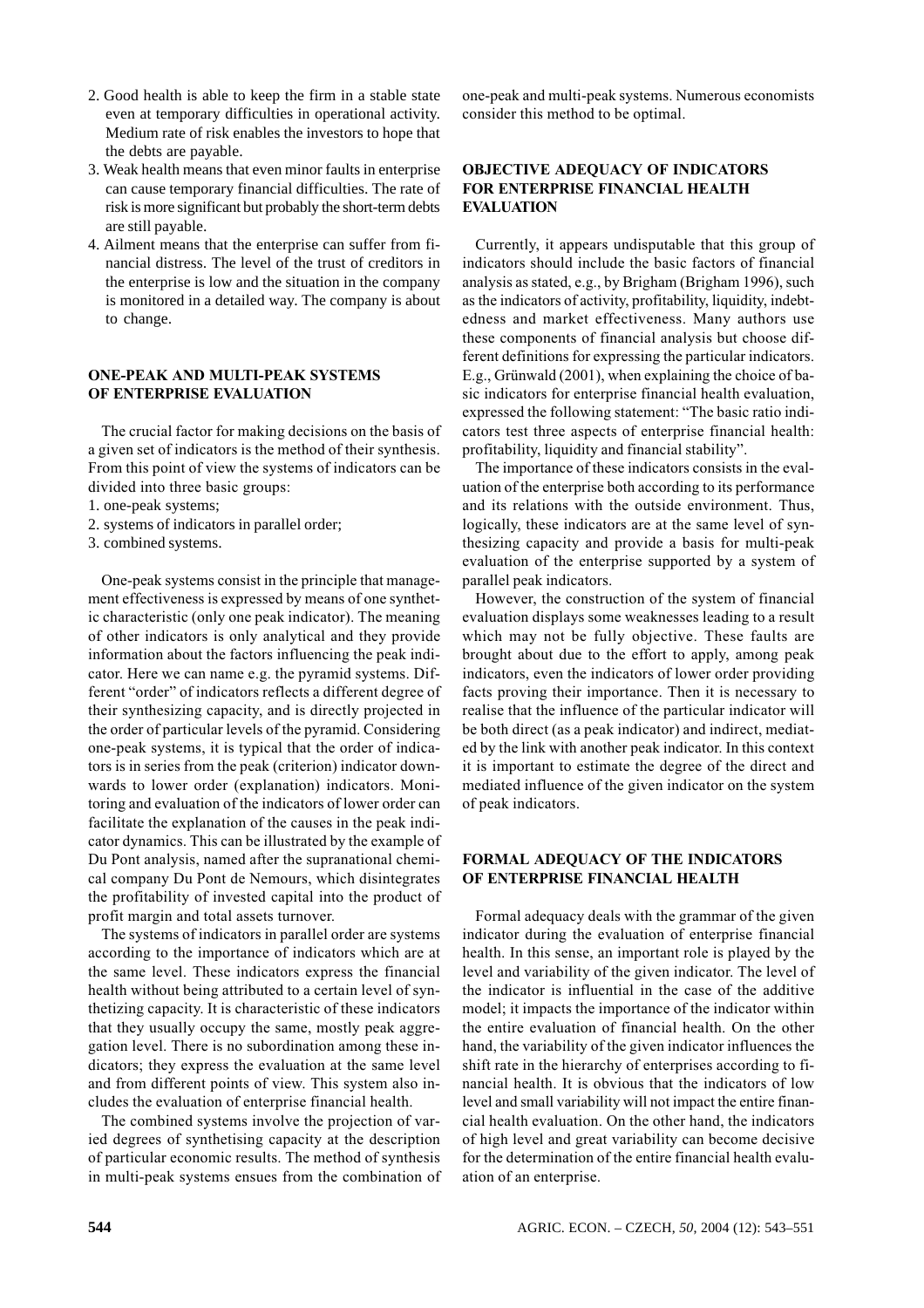2. Good health is able to keep the firm in a stable state even at temporary difficulties in operational activity. Medium rate of risk enables the investors to hope that the debts are payable.
3. Weak health means that even minor faults in enterprise can cause temporary financial difficulties. The rate of risk is more significant but probably the short-term debts are still payable.
4. Ailment means that the enterprise can suffer from financial distress. The level of the trust of creditors in the enterprise is low and the situation in the company is monitored in a detailed way. The company is about to change.

## ONE-PEAK AND MULTI-PEAK SYSTEMS OF ENTERPRISE EVALUATION

The crucial factor for making decisions on the basis of a given set of indicators is the method of their synthesis. From this point of view the systems of indicators can be divided into three basic groups:

1. one-peak systems;
2. systems of indicators in parallel order;
3. combined systems.

One-peak systems consist in the principle that management effectiveness is expressed by means of one synthetic characteristic (only one peak indicator). The meaning of other indicators is only analytical and they provide information about the factors influencing the peak indicator. Here we can name e.g. the pyramid systems. Different "order" of indicators reflects a different degree of their synthesizing capacity, and is directly projected in the order of particular levels of the pyramid. Considering one-peak systems, it is typical that the order of indicators is in series from the peak (criterion) indicator downwards to lower order (explanation) indicators. Monitoring and evaluation of the indicators of lower order can facilitate the explanation of the causes in the peak indicator dynamics. This can be illustrated by the example of Du Pont analysis, named after the supranational chemical company Du Pont de Nemours, which disintegrates the profitability of invested capital into the product of profit margin and total assets turnover.

The systems of indicators in parallel order are systems according to the importance of indicators which are at the same level. These indicators express the financial health without being attributed to a certain level of synthetizing capacity. It is characteristic of these indicators that they usually occupy the same, mostly peak aggregation level. There is no subordination among these indicators; they express the evaluation at the same level and from different points of view. This system also includes the evaluation of enterprise financial health.

The combined systems involve the projection of varied degrees of synthetising capacity at the description of particular economic results. The method of synthesis in multi-peak systems ensues from the combination of one-peak and multi-peak systems. Numerous economists consider this method to be optimal.

## OBJECTIVE ADEQUACY OF INDICATORS FOR ENTERPRISE FINANCIAL HEALTH EVALUATION

Currently, it appears undisputable that this group of indicators should include the basic factors of financial analysis as stated, e.g., by Brigham (Brigham 1996), such as the indicators of activity, profitability, liquidity, indebtedness and market effectiveness. Many authors use these components of financial analysis but choose different definitions for expressing the particular indicators. E.g., Grünwald (2001), when explaining the choice of basic indicators for enterprise financial health evaluation, expressed the following statement: "The basic ratio indicators test three aspects of enterprise financial health: profitability, liquidity and financial stability".

The importance of these indicators consists in the evaluation of the enterprise both according to its performance and its relations with the outside environment. Thus, logically, these indicators are at the same level of synthesizing capacity and provide a basis for multi-peak evaluation of the enterprise supported by a system of parallel peak indicators.

However, the construction of the system of financial evaluation displays some weaknesses leading to a result which may not be fully objective. These faults are brought about due to the effort to apply, among peak indicators, even the indicators of lower order providing facts proving their importance. Then it is necessary to realise that the influence of the particular indicator will be both direct (as a peak indicator) and indirect, mediated by the link with another peak indicator. In this context it is important to estimate the degree of the direct and mediated influence of the given indicator on the system of peak indicators.

## FORMAL ADEQUACY OF THE INDICATORS OF ENTERPRISE FINANCIAL HEALTH

Formal adequacy deals with the grammar of the given indicator during the evaluation of enterprise financial health. In this sense, an important role is played by the level and variability of the given indicator. The level of the indicator is influential in the case of the additive model; it impacts the importance of the indicator within the entire evaluation of financial health. On the other hand, the variability of the given indicator influences the shift rate in the hierarchy of enterprises according to financial health. It is obvious that the indicators of low level and small variability will not impact the entire financial health evaluation. On the other hand, the indicators of high level and great variability can become decisive for the determination of the entire financial health evaluation of an enterprise.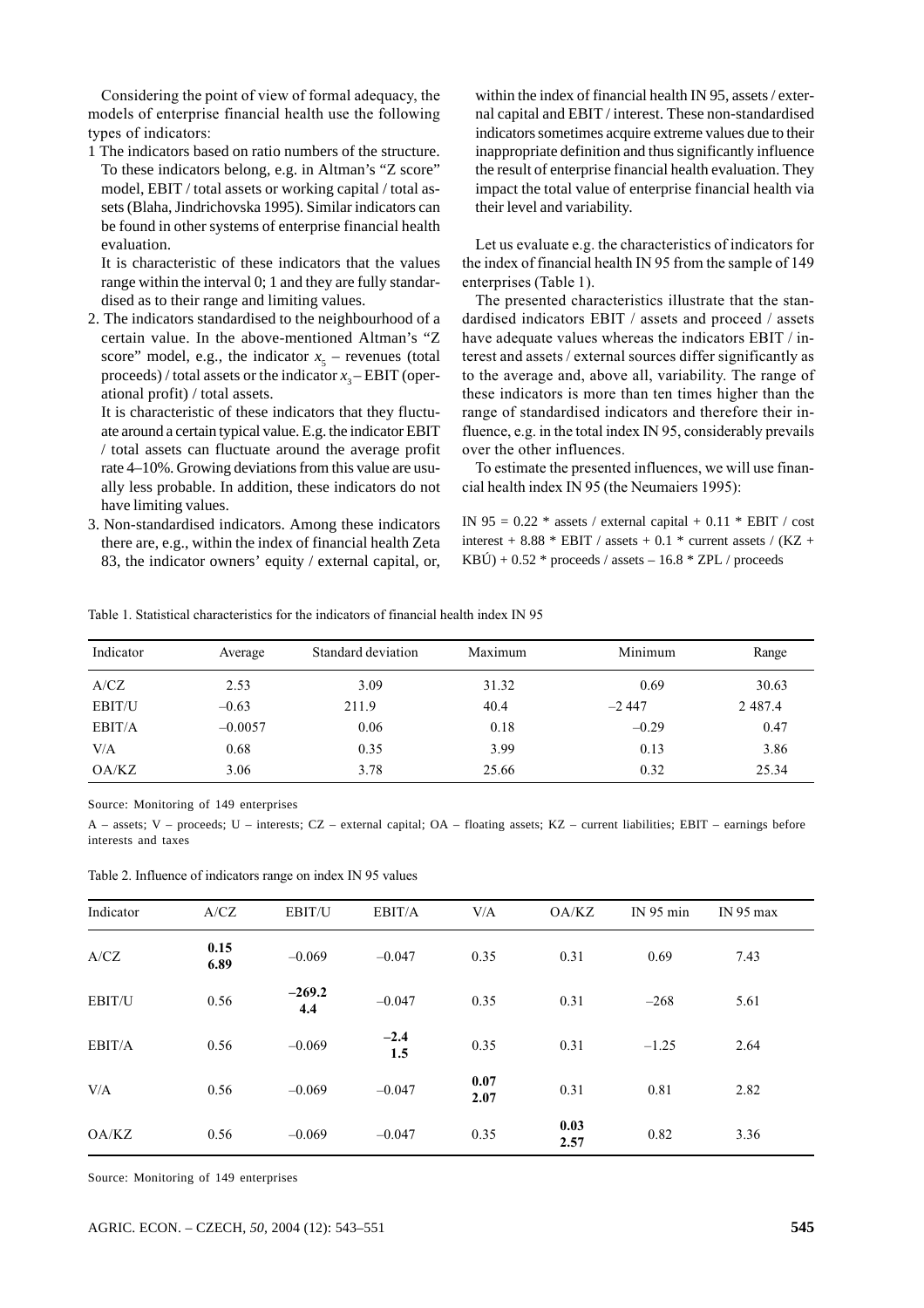Considering the point of view of formal adequacy, the models of enterprise financial health use the following types of indicators:

1 The indicators based on ratio numbers of the structure. To these indicators belong, e.g. in Altman's "Z score" model, EBIT / total assets or working capital / total assets (Blaha, Jindrichovska 1995). Similar indicators can be found in other systems of enterprise financial health evaluation.

   It is characteristic of these indicators that the values range within the interval 0; 1 and they are fully standardised as to their range and limiting values.

2. The indicators standardised to the neighbourhood of a certain value. In the above-mentioned Altman's "Z score" model, e.g., the indicator $x_5$ – revenues (total proceeds) / total assets or the indicator $x_3$ – EBIT (operational profit) / total assets.

   It is characteristic of these indicators that they fluctuate around a certain typical value. E.g. the indicator EBIT / total assets can fluctuate around the average profit rate 4–10%. Growing deviations from this value are usually less probable. In addition, these indicators do not have limiting values.

3. Non-standardised indicators. Among these indicators there are, e.g., within the index of financial health Zeta 83, the indicator owners' equity / external capital, or, within the index of financial health IN 95, assets / external capital and EBIT / interest. These non-standardised indicators sometimes acquire extreme values due to their inappropriate definition and thus significantly influence the result of enterprise financial health evaluation. They impact the total value of enterprise financial health via their level and variability.

Let us evaluate e.g. the characteristics of indicators for the index of financial health IN 95 from the sample of 149 enterprises (Table 1).

The presented characteristics illustrate that the standardised indicators EBIT / assets and proceed / assets have adequate values whereas the indicators EBIT / interest and assets / external sources differ significantly as to the average and, above all, variability. The range of these indicators is more than ten times higher than the range of standardised indicators and therefore their influence, e.g. in the total index IN 95, considerably prevails over the other influences.

To estimate the presented influences, we will use financial health index IN 95 (the Neumaiers 1995):

IN 95 = 0.22 * assets / external capital + 0.11 * EBIT / cost interest + 8.88 * EBIT / assets + 0.1 * current assets / (KZ + KBÚ) + 0.52 * proceeds / assets – 16.8 * ZPL / proceeds

Table 1. Statistical characteristics for the indicators of financial health index IN 95

| Indicator | Average | Standard deviation | Maximum | Minimum | Range |
|---|---|---|---|---|---|
| A/CZ | 2.53 | 3.09 | 31.32 | 0.69 | 30.63 |
| EBIT/U | –0.63 | 211.9 | 40.4 | –2 447 | 2 487.4 |
| EBIT/A | –0.0057 | 0.06 | 0.18 | –0.29 | 0.47 |
| V/A | 0.68 | 0.35 | 3.99 | 0.13 | 3.86 |
| OA/KZ | 3.06 | 3.78 | 25.66 | 0.32 | 25.34 |

Source: Monitoring of 149 enterprises

A – assets; V – proceeds; U – interests; CZ – external capital; OA – floating assets; KZ – current liabilities; EBIT – earnings before interests and taxes

Table 2. Influence of indicators range on index IN 95 values

| Indicator | A/CZ | EBIT/U | EBIT/A | V/A | OA/KZ | IN 95 min | IN 95 max |
|---|---|---|---|---|---|---|---|
| A/CZ | **0.15** **6.89** | –0.069 | –0.047 | 0.35 | 0.31 | 0.69 | 7.43 |
| EBIT/U | 0.56 | **–269.2** **4.4** | –0.047 | 0.35 | 0.31 | –268 | 5.61 |
| EBIT/A | 0.56 | –0.069 | **–2.4** **1.5** | 0.35 | 0.31 | –1.25 | 2.64 |
| V/A | 0.56 | –0.069 | –0.047 | **0.07** **2.07** | 0.31 | 0.81 | 2.82 |
| OA/KZ | 0.56 | –0.069 | –0.047 | 0.35 | **0.03** **2.57** | 0.82 | 3.36 |

Source: Monitoring of 149 enterprises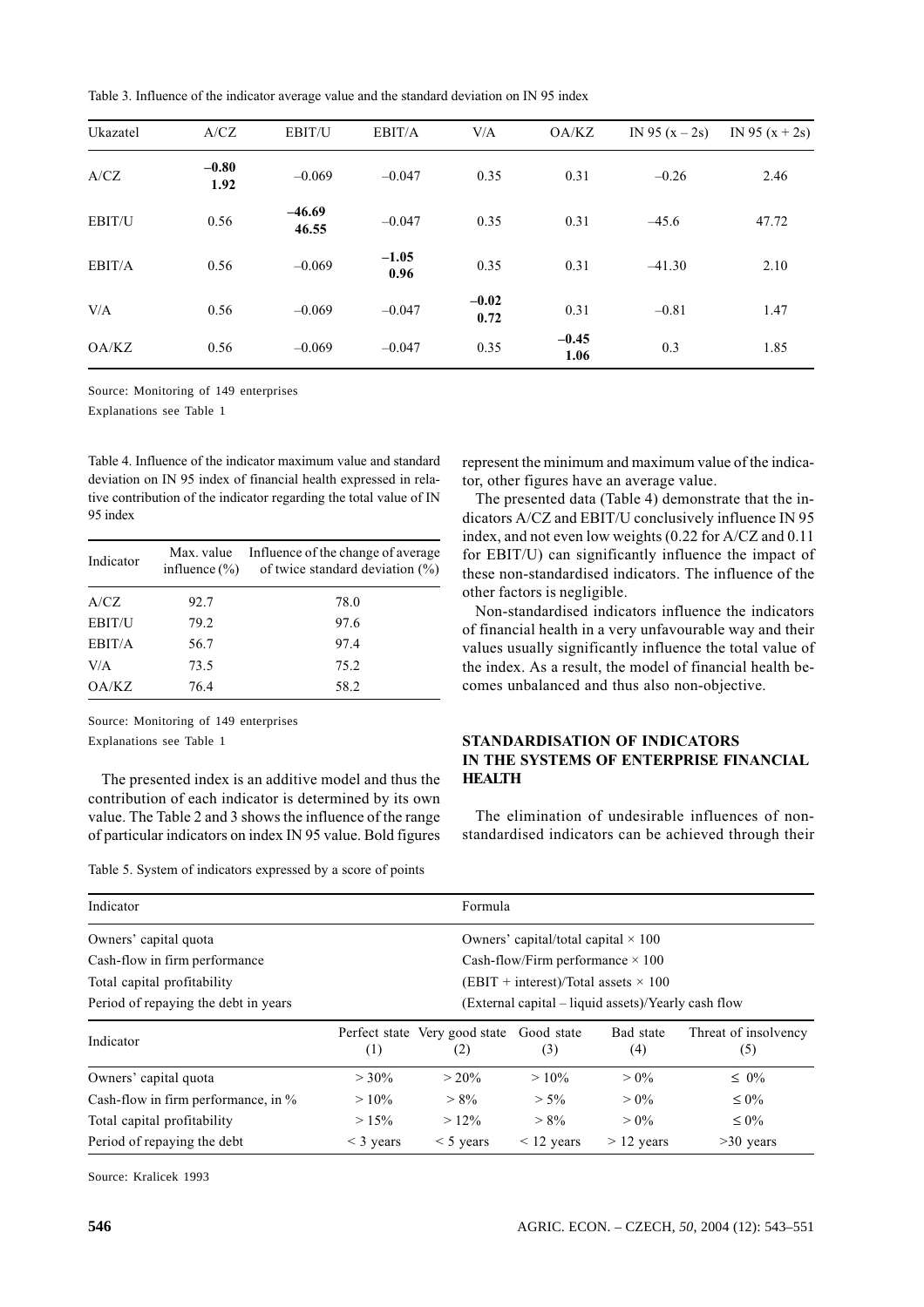Table 3. Influence of the indicator average value and the standard deviation on IN 95 index

| Ukazatel | A/CZ | EBIT/U | EBIT/A | V/A | OA/KZ | IN 95 (x – 2s) | IN 95 (x + 2s) |
|---|---|---|---|---|---|---|---|
| A/CZ | **–0.80** **1.92** | –0.069 | –0.047 | 0.35 | 0.31 | –0.26 | 2.46 |
| EBIT/U | 0.56 | **–46.69** **46.55** | –0.047 | 0.35 | 0.31 | –45.6 | 47.72 |
| EBIT/A | 0.56 | –0.069 | **–1.05** **0.96** | 0.35 | 0.31 | –41.30 | 2.10 |
| V/A | 0.56 | –0.069 | –0.047 | **–0.02** **0.72** | 0.31 | –0.81 | 1.47 |
| OA/KZ | 0.56 | –0.069 | –0.047 | 0.35 | **–0.45** **1.06** | 0.3 | 1.85 |

Source: Monitoring of 149 enterprises

Explanations see Table 1

Table 4. Influence of the indicator maximum value and standard deviation on IN 95 index of financial health expressed in relative contribution of the indicator regarding the total value of IN 95 index

| Indicator | Max. value influence (%) | Influence of the change of average of twice standard deviation (%) |
|---|---|---|
| A/CZ | 92.7 | 78.0 |
| EBIT/U | 79.2 | 97.6 |
| EBIT/A | 56.7 | 97.4 |
| V/A | 73.5 | 75.2 |
| OA/KZ | 76.4 | 58.2 |

Source: Monitoring of 149 enterprises

Explanations see Table 1

The presented index is an additive model and thus the contribution of each indicator is determined by its own value. The Table 2 and 3 shows the influence of the range of particular indicators on index IN 95 value. Bold figures represent the minimum and maximum value of the indicator, other figures have an average value.

The presented data (Table 4) demonstrate that the indicators A/CZ and EBIT/U conclusively influence IN 95 index, and not even low weights (0.22 for A/CZ and 0.11 for EBIT/U) can significantly influence the impact of these non-standardised indicators. The influence of the other factors is negligible.

Non-standardised indicators influence the indicators of financial health in a very unfavourable way and their values usually significantly influence the total value of the index. As a result, the model of financial health becomes unbalanced and thus also non-objective.

## STANDARDISATION OF INDICATORS IN THE SYSTEMS OF ENTERPRISE FINANCIAL HEALTH

The elimination of undesirable influences of non-standardised indicators can be achieved through their

Table 5. System of indicators expressed by a score of points

| Indicator | Formula |
|---|---|
| Owners' capital quota | Owners' capital/total capital × 100 |
| Cash-flow in firm performance | Cash-flow/Firm performance × 100 |
| Total capital profitability | (EBIT + interest)/Total assets × 100 |
| Period of repaying the debt in years | (External capital – liquid assets)/Yearly cash flow |

| Indicator | Perfect state (1) | Very good state (2) | Good state (3) | Bad state (4) | Threat of insolvency (5) |
|---|---|---|---|---|---|
| Owners' capital quota | > 30% | > 20% | > 10% | > 0% | ≤ 0% |
| Cash-flow in firm performance, in % | > 10% | > 8% | > 5% | > 0% | ≤ 0% |
| Total capital profitability | > 15% | > 12% | > 8% | > 0% | ≤ 0% |
| Period of repaying the debt | < 3 years | < 5 years | < 12 years | > 12 years | >30 years |

Source: Kralicek 1993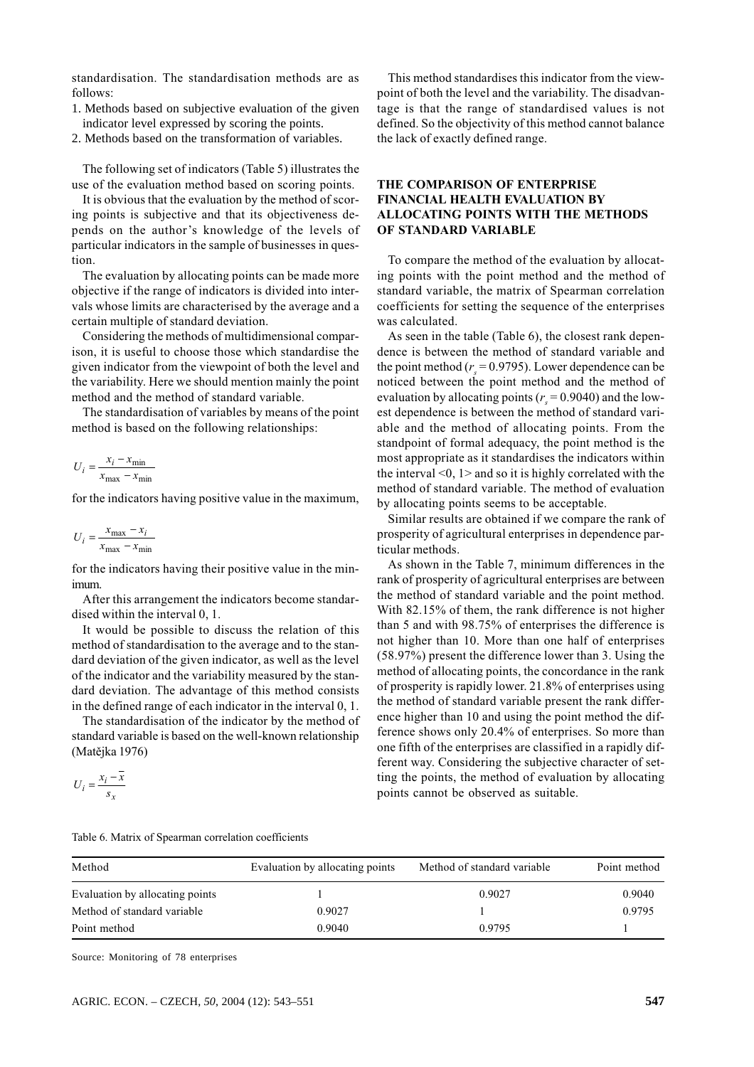standardisation. The standardisation methods are as follows:

1. Methods based on subjective evaluation of the given indicator level expressed by scoring the points.
2. Methods based on the transformation of variables.

The following set of indicators (Table 5) illustrates the use of the evaluation method based on scoring points.

It is obvious that the evaluation by the method of scoring points is subjective and that its objectiveness depends on the author's knowledge of the levels of particular indicators in the sample of businesses in question.

The evaluation by allocating points can be made more objective if the range of indicators is divided into intervals whose limits are characterised by the average and a certain multiple of standard deviation.

Considering the methods of multidimensional comparison, it is useful to choose those which standardise the given indicator from the viewpoint of both the level and the variability. Here we should mention mainly the point method and the method of standard variable.

The standardisation of variables by means of the point method is based on the following relationships:

$$U_i = \frac{x_i - x_{\min}}{x_{\max} - x_{\min}}$$

for the indicators having positive value in the maximum,

$$U_i = \frac{x_{\max} - x_i}{x_{\max} - x_{\min}}$$

for the indicators having their positive value in the minimum.

After this arrangement the indicators become standardised within the interval 0, 1.

It would be possible to discuss the relation of this method of standardisation to the average and to the standard deviation of the given indicator, as well as the level of the indicator and the variability measured by the standard deviation. The advantage of this method consists in the defined range of each indicator in the interval 0, 1.

The standardisation of the indicator by the method of standard variable is based on the well-known relationship (Matějka 1976)

$$U_i = \frac{x_i - \bar{x}}{s_x}$$

This method standardises this indicator from the viewpoint of both the level and the variability. The disadvantage is that the range of standardised values is not defined. So the objectivity of this method cannot balance the lack of exactly defined range.

## THE COMPARISON OF ENTERPRISE FINANCIAL HEALTH EVALUATION BY ALLOCATING POINTS WITH THE METHODS OF STANDARD VARIABLE

To compare the method of the evaluation by allocating points with the point method and the method of standard variable, the matrix of Spearman correlation coefficients for setting the sequence of the enterprises was calculated.

As seen in the table (Table 6), the closest rank dependence is between the method of standard variable and the point method ($r_s = 0.9795$). Lower dependence can be noticed between the point method and the method of evaluation by allocating points ($r_s = 0.9040$) and the lowest dependence is between the method of standard variable and the method of allocating points. From the standpoint of formal adequacy, the point method is the most appropriate as it standardises the indicators within the interval <0, 1> and so it is highly correlated with the method of standard variable. The method of evaluation by allocating points seems to be acceptable.

Similar results are obtained if we compare the rank of prosperity of agricultural enterprises in dependence particular methods.

As shown in the Table 7, minimum differences in the rank of prosperity of agricultural enterprises are between the method of standard variable and the point method. With 82.15% of them, the rank difference is not higher than 5 and with 98.75% of enterprises the difference is not higher than 10. More than one half of enterprises (58.97%) present the difference lower than 3. Using the method of allocating points, the concordance in the rank of prosperity is rapidly lower. 21.8% of enterprises using the method of standard variable present the rank difference higher than 10 and using the point method the difference shows only 20.4% of enterprises. So more than one fifth of the enterprises are classified in a rapidly different way. Considering the subjective character of setting the points, the method of evaluation by allocating points cannot be observed as suitable.

Table 6. Matrix of Spearman correlation coefficients

| Method | Evaluation by allocating points | Method of standard variable | Point method |
|---|---|---|---|
| Evaluation by allocating points | 1 | 0.9027 | 0.9040 |
| Method of standard variable | 0.9027 | 1 | 0.9795 |
| Point method | 0.9040 | 0.9795 | 1 |

Source: Monitoring of 78 enterprises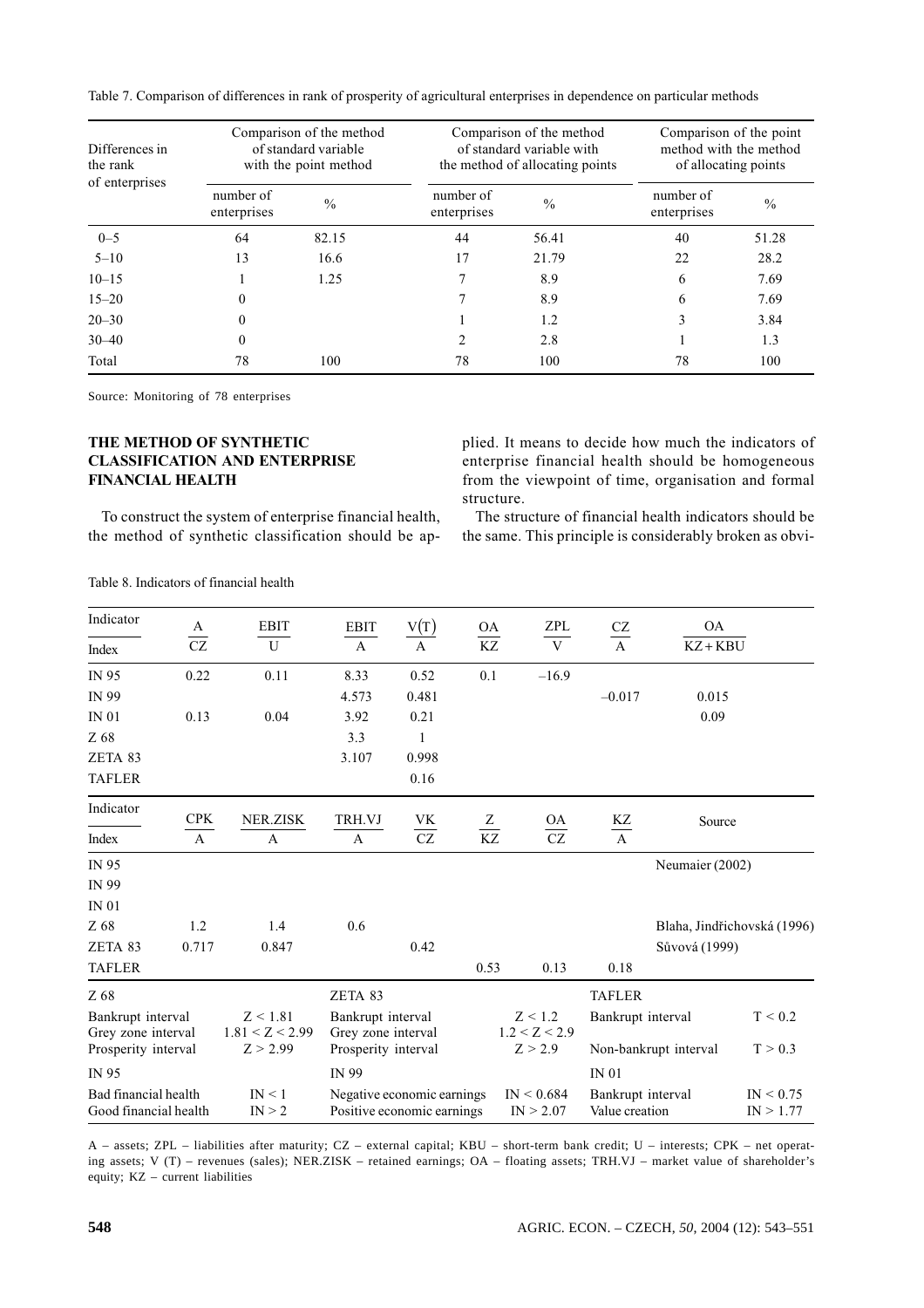Table 7. Comparison of differences in rank of prosperity of agricultural enterprises in dependence on particular methods

| Differences in the rank of enterprises | Comparison of the method of standard variable with the point method | | Comparison of the method of standard variable with the method of allocating points | | Comparison of the point method with the method of allocating points | |
|---|---|---|---|---|---|---|
| | number of enterprises | % | number of enterprises | % | number of enterprises | % |
| 0–5 | 64 | 82.15 | 44 | 56.41 | 40 | 51.28 |
| 5–10 | 13 | 16.6 | 17 | 21.79 | 22 | 28.2 |
| 10–15 | 1 | 1.25 | 7 | 8.9 | 6 | 7.69 |
| 15–20 | 0 | | 7 | 8.9 | 6 | 7.69 |
| 20–30 | 0 | | 1 | 1.2 | 3 | 3.84 |
| 30–40 | 0 | | 2 | 2.8 | 1 | 1.3 |
| Total | 78 | 100 | 78 | 100 | 78 | 100 |

Source: Monitoring of 78 enterprises

## THE METHOD OF SYNTHETIC CLASSIFICATION AND ENTERPRISE FINANCIAL HEALTH

To construct the system of enterprise financial health, the method of synthetic classification should be applied. It means to decide how much the indicators of enterprise financial health should be homogeneous from the viewpoint of time, organisation and formal structure.

The structure of financial health indicators should be the same. This principle is considerably broken as obvi-

Table 8. Indicators of financial health

| Indicator / Index | $\frac{A}{CZ}$ | $\frac{EBIT}{U}$ | $\frac{EBIT}{A}$ | $\frac{V(T)}{A}$ | $\frac{OA}{KZ}$ | $\frac{ZPL}{V}$ | $\frac{CZ}{A}$ | $\frac{OA}{KZ+KBU}$ |
|---|---|---|---|---|---|---|---|---|
| IN 95 | 0.22 | 0.11 | 8.33 | 0.52 | 0.1 | –16.9 | | |
| IN 99 | | | 4.573 | 0.481 | | | –0.017 | 0.015 |
| IN 01 | 0.13 | 0.04 | 3.92 | 0.21 | | | | 0.09 |
| Z 68 | | | 3.3 | 1 | | | | |
| ZETA 83 | | | 3.107 | 0.998 | | | | |
| TAFLER | | | | 0.16 | | | | |

| Indicator / Index | $\frac{CPK}{A}$ | $\frac{NER.ZISK}{A}$ | $\frac{TRH.VJ}{A}$ | $\frac{VK}{CZ}$ | $\frac{Z}{KZ}$ | $\frac{OA}{CZ}$ | $\frac{KZ}{A}$ | Source |
|---|---|---|---|---|---|---|---|---|
| IN 95 | | | | | | | | Neumaier (2002) |
| IN 99 | | | | | | | | |
| IN 01 | | | | | | | | |
| Z 68 | 1.2 | 1.4 | 0.6 | | | | | Blaha, Jindřichovská (1996) |
| ZETA 83 | 0.717 | 0.847 | | 0.42 | | | | Sůvová (1999) |
| TAFLER | | | | | 0.53 | 0.13 | 0.18 | |

| Z 68 | | ZETA 83 | | TAFLER | |
|---|---|---|---|---|---|
| Bankrupt interval | Z < 1.81 | Bankrupt interval | Z < 1.2 | Bankrupt interval | T < 0.2 |
| Grey zone interval | 1.81 < Z < 2.99 | Grey zone interval | 1.2 < Z < 2.9 | | |
| Prosperity interval | Z > 2.99 | Prosperity interval | Z > 2.9 | Non-bankrupt interval | T > 0.3 |
| **IN 95** | | **IN 99** | | **IN 01** | |
| Bad financial health | IN < 1 | Negative economic earnings | IN < 0.684 | Bankrupt interval | IN < 0.75 |
| Good financial health | IN > 2 | Positive economic earnings | IN > 2.07 | Value creation | IN > 1.77 |

A – assets; ZPL – liabilities after maturity; CZ – external capital; KBU – short-term bank credit; U – interests; CPK – net operating assets; V (T) – revenues (sales); NER.ZISK – retained earnings; OA – floating assets; TRH.VJ – market value of shareholder's equity; KZ – current liabilities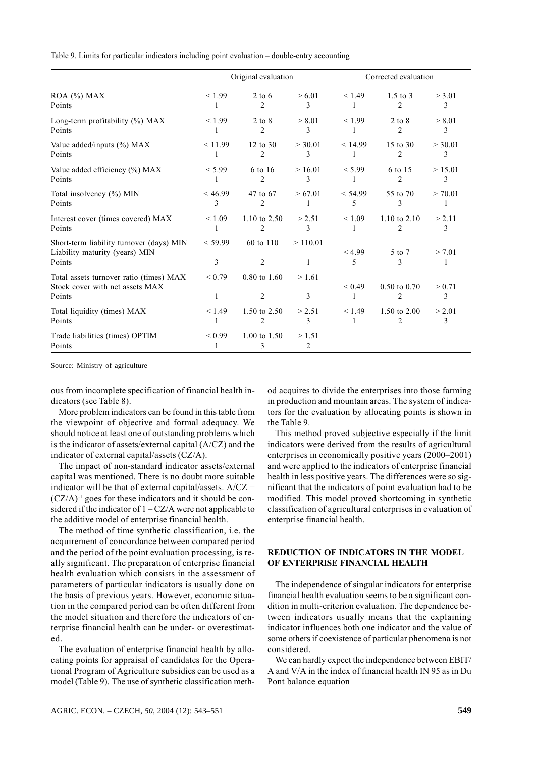Table 9. Limits for particular indicators including point evaluation – double-entry accounting

| | Original evaluation | | | Corrected evaluation | | |
|---|---|---|---|---|---|---|
| ROA (%) MAX | < 1.99 | 2 to 6 | > 6.01 | < 1.49 | 1.5 to 3 | > 3.01 |
| Points | 1 | 2 | 3 | 1 | 2 | 3 |
| Long-term profitability (%) MAX | < 1.99 | 2 to 8 | > 8.01 | < 1.99 | 2 to 8 | > 8.01 |
| Points | 1 | 2 | 3 | 1 | 2 | 3 |
| Value added/inputs (%) MAX | < 11.99 | 12 to 30 | > 30.01 | < 14.99 | 15 to 30 | > 30.01 |
| Points | 1 | 2 | 3 | 1 | 2 | 3 |
| Value added efficiency (%) MAX | < 5.99 | 6 to 16 | > 16.01 | < 5.99 | 6 to 15 | > 15.01 |
| Points | 1 | 2 | 3 | 1 | 2 | 3 |
| Total insolvency (%) MIN | < 46.99 | 47 to 67 | > 67.01 | < 54.99 | 55 to 70 | > 70.01 |
| Points | 3 | 2 | 1 | 5 | 3 | 1 |
| Interest cover (times covered) MAX | < 1.09 | 1.10 to 2.50 | > 2.51 | < 1.09 | 1.10 to 2.10 | > 2.11 |
| Points | 1 | 2 | 3 | 1 | 2 | 3 |
| Short-term liability turnover (days) MIN | < 59.99 | 60 to 110 | > 110.01 | | | |
| Liability maturity (years) MIN | | | | < 4.99 | 5 to 7 | > 7.01 |
| Points | 3 | 2 | 1 | 5 | 3 | 1 |
| Total assets turnover ratio (times) MAX | < 0.79 | 0.80 to 1.60 | > 1.61 | | | |
| Stock cover with net assets MAX | | | | < 0.49 | 0.50 to 0.70 | > 0.71 |
| Points | 1 | 2 | 3 | 1 | 2 | 3 |
| Total liquidity (times) MAX | < 1.49 | 1.50 to 2.50 | > 2.51 | < 1.49 | 1.50 to 2.00 | > 2.01 |
| Points | 1 | 2 | 3 | 1 | 2 | 3 |
| Trade liabilities (times) OPTIM | < 0.99 | 1.00 to 1.50 | > 1.51 | | | |
| Points | 1 | 3 | 2 | | | |

Source: Ministry of agriculture

ous from incomplete specification of financial health indicators (see Table 8).

More problem indicators can be found in this table from the viewpoint of objective and formal adequacy. We should notice at least one of outstanding problems which is the indicator of assets/external capital (A/CZ) and the indicator of external capital/assets (CZ/A).

The impact of non-standard indicator assets/external capital was mentioned. There is no doubt more suitable indicator will be that of external capital/assets. $A/CZ = (CZ/A)^{-1}$ goes for these indicators and it should be considered if the indicator of $1 - CZ/A$ were not applicable to the additive model of enterprise financial health.

The method of time synthetic classification, i.e. the acquirement of concordance between compared period and the period of the point evaluation processing, is really significant. The preparation of enterprise financial health evaluation which consists in the assessment of parameters of particular indicators is usually done on the basis of previous years. However, economic situation in the compared period can be often different from the model situation and therefore the indicators of enterprise financial health can be under- or overestimated.

The evaluation of enterprise financial health by allocating points for appraisal of candidates for the Operational Program of Agriculture subsidies can be used as a model (Table 9). The use of synthetic classification method acquires to divide the enterprises into those farming in production and mountain areas. The system of indicators for the evaluation by allocating points is shown in the Table 9.

This method proved subjective especially if the limit indicators were derived from the results of agricultural enterprises in economically positive years (2000–2001) and were applied to the indicators of enterprise financial health in less positive years. The differences were so significant that the indicators of point evaluation had to be modified. This model proved shortcoming in synthetic classification of agricultural enterprises in evaluation of enterprise financial health.

## REDUCTION OF INDICATORS IN THE MODEL OF ENTERPRISE FINANCIAL HEALTH

The independence of singular indicators for enterprise financial health evaluation seems to be a significant condition in multi-criterion evaluation. The dependence between indicators usually means that the explaining indicator influences both one indicator and the value of some others if coexistence of particular phenomena is not considered.

We can hardly expect the independence between EBIT/A and V/A in the index of financial health IN 95 as in Du Pont balance equation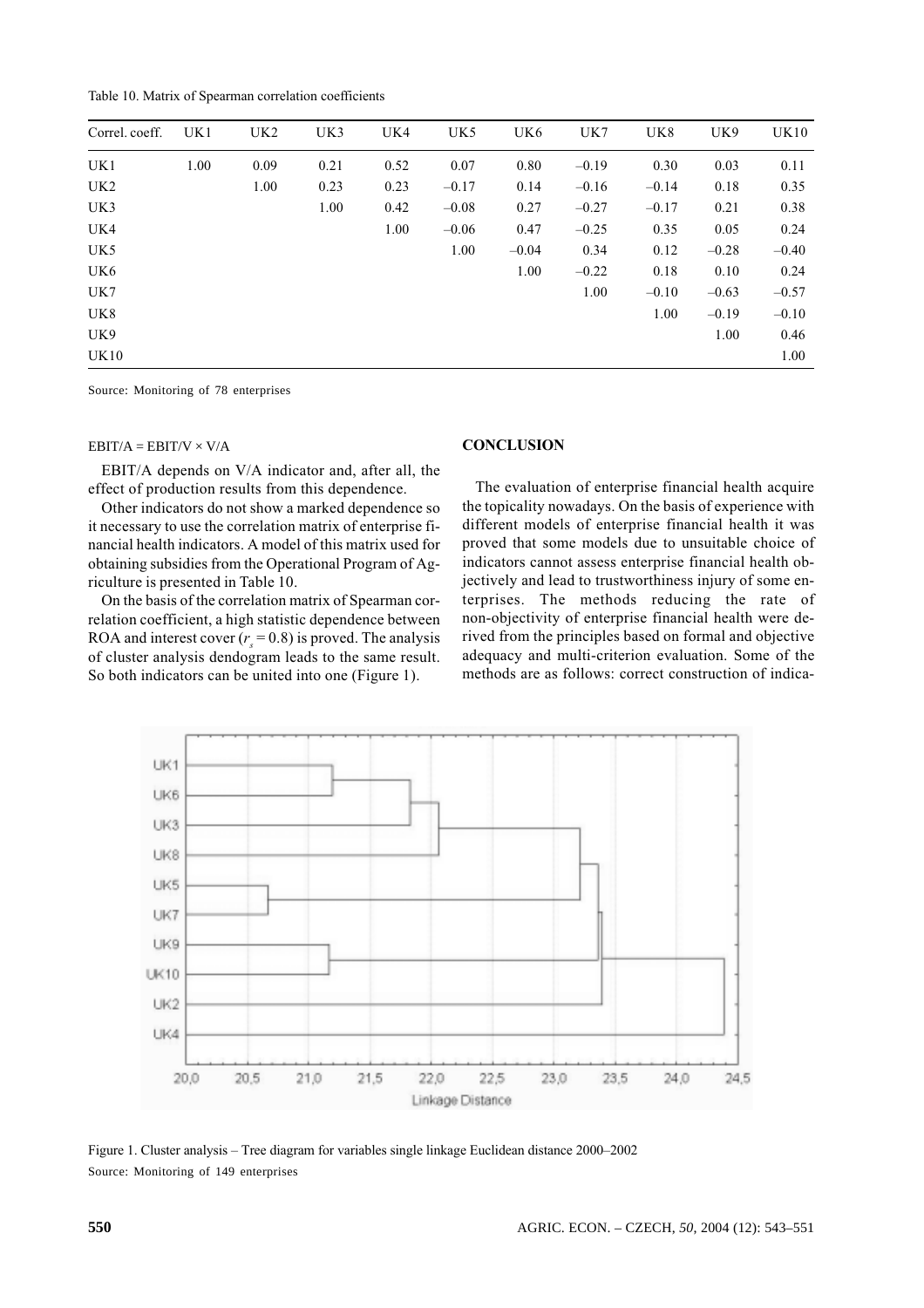Table 10. Matrix of Spearman correlation coefficients

| Correl. coeff. | UK1 | UK2 | UK3 | UK4 | UK5 | UK6 | UK7 | UK8 | UK9 | UK10 |
|---|---|---|---|---|---|---|---|---|---|---|
| UK1 | 1.00 | 0.09 | 0.21 | 0.52 | 0.07 | 0.80 | –0.19 | 0.30 | 0.03 | 0.11 |
| UK2 | | 1.00 | 0.23 | 0.23 | –0.17 | 0.14 | –0.16 | –0.14 | 0.18 | 0.35 |
| UK3 | | | 1.00 | 0.42 | –0.08 | 0.27 | –0.27 | –0.17 | 0.21 | 0.38 |
| UK4 | | | | 1.00 | –0.06 | 0.47 | –0.25 | 0.35 | 0.05 | 0.24 |
| UK5 | | | | | 1.00 | –0.04 | 0.34 | 0.12 | –0.28 | –0.40 |
| UK6 | | | | | | 1.00 | –0.22 | 0.18 | 0.10 | 0.24 |
| UK7 | | | | | | | 1.00 | –0.10 | –0.63 | –0.57 |
| UK8 | | | | | | | | 1.00 | –0.19 | –0.10 |
| UK9 | | | | | | | | | 1.00 | 0.46 |
| UK10 | | | | | | | | | | 1.00 |

Source: Monitoring of 78 enterprises

EBIT/A = EBIT/V × V/A

EBIT/A depends on V/A indicator and, after all, the effect of production results from this dependence.

Other indicators do not show a marked dependence so it necessary to use the correlation matrix of enterprise financial health indicators. A model of this matrix used for obtaining subsidies from the Operational Program of Agriculture is presented in Table 10.

On the basis of the correlation matrix of Spearman correlation coefficient, a high statistic dependence between ROA and interest cover ($r_s = 0.8$) is proved. The analysis of cluster analysis dendogram leads to the same result. So both indicators can be united into one (Figure 1).

## CONCLUSION

The evaluation of enterprise financial health acquire the topicality nowadays. On the basis of experience with different models of enterprise financial health it was proved that some models due to unsuitable choice of indicators cannot assess enterprise financial health objectively and lead to trustworthiness injury of some enterprises. The methods reducing the rate of non-objectivity of enterprise financial health were derived from the principles based on formal and objective adequacy and multi-criterion evaluation. Some of the methods are as follows: correct construction of indica-

Figure 1. Cluster analysis – Tree diagram for variables single linkage Euclidean distance 2000–2002

Source: Monitoring of 149 enterprises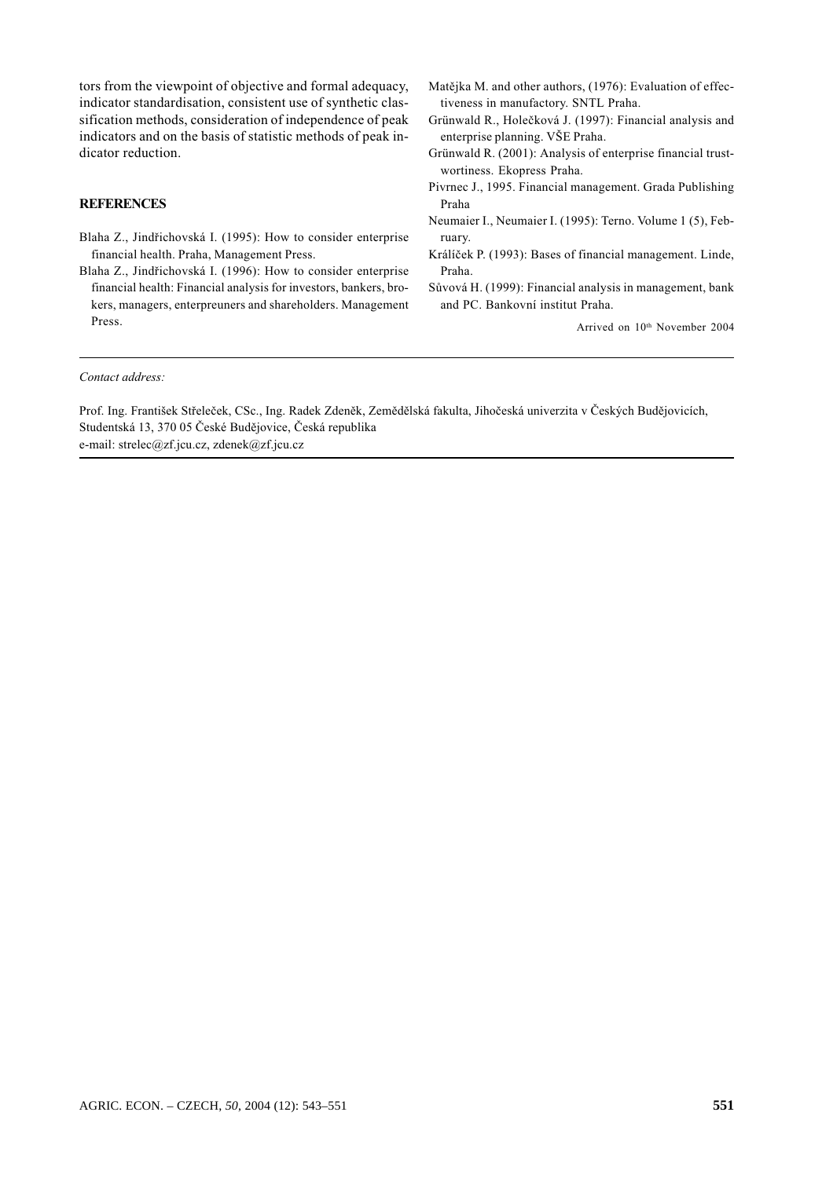tors from the viewpoint of objective and formal adequacy, indicator standardisation, consistent use of synthetic classification methods, consideration of independence of peak indicators and on the basis of statistic methods of peak indicator reduction.

## REFERENCES

Blaha Z., Jindřichovská I. (1995): How to consider enterprise financial health. Praha, Management Press.

Blaha Z., Jindřichovská I. (1996): How to consider enterprise financial health: Financial analysis for investors, bankers, brokers, managers, enterpreuners and shareholders. Management Press.

Matějka M. and other authors, (1976): Evaluation of effectiveness in manufactory. SNTL Praha.

Grünwald R., Holečková J. (1997): Financial analysis and enterprise planning. VŠE Praha.

Grünwald R. (2001): Analysis of enterprise financial trustwortiness. Ekopress Praha.

Pivrnec J., 1995. Financial management. Grada Publishing Praha

Neumaier I., Neumaier I. (1995): Terno. Volume 1 (5), February.

Králíček P. (1993): Bases of financial management. Linde, Praha.

Sůvová H. (1999): Financial analysis in management, bank and PC. Bankovní institut Praha.

Arrived on 10th November 2004

*Contact address:*

Prof. Ing. František Střeleček, CSc., Ing. Radek Zdeněk, Zemědělská fakulta, Jihočeská univerzita v Českých Budějovicích, Studentská 13, 370 05 České Budějovice, Česká republika
e-mail: strelec@zf.jcu.cz, zdenek@zf.jcu.cz